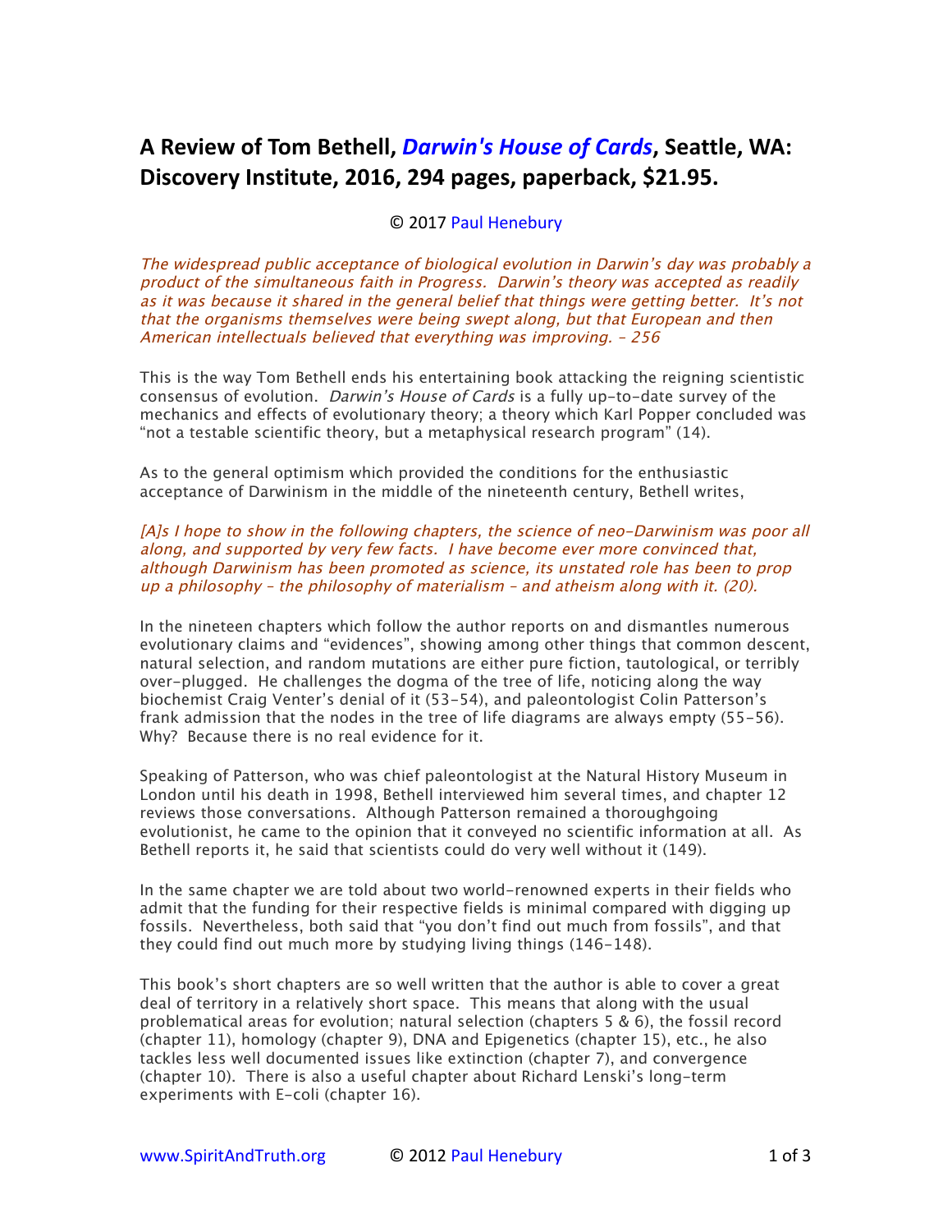# A Review of Tom Bethell, *Darwin's House of Cards*, Seattle, WA: Discovery Institute, 2016, 294 pages, paperback, $21.95.

© 2017 Paul Henebury

*The widespread public acceptance of biological evolution in Darwin's day was probably a product of the simultaneous faith in Progress. Darwin's theory was accepted as readily as it was because it shared in the general belief that things were getting better. It's not that the organisms themselves were being swept along, but that European and then American intellectuals believed that everything was improving. – 256*

This is the way Tom Bethell ends his entertaining book attacking the reigning scientistic consensus of evolution. *Darwin's House of Cards* is a fully up-to-date survey of the mechanics and effects of evolutionary theory; a theory which Karl Popper concluded was "not a testable scientific theory, but a metaphysical research program" (14).

As to the general optimism which provided the conditions for the enthusiastic acceptance of Darwinism in the middle of the nineteenth century, Bethell writes,

*[A]s I hope to show in the following chapters, the science of neo-Darwinism was poor all along, and supported by very few facts. I have become ever more convinced that, although Darwinism has been promoted as science, its unstated role has been to prop up a philosophy – the philosophy of materialism – and atheism along with it. (20).*

In the nineteen chapters which follow the author reports on and dismantles numerous evolutionary claims and "evidences", showing among other things that common descent, natural selection, and random mutations are either pure fiction, tautological, or terribly over-plugged. He challenges the dogma of the tree of life, noticing along the way biochemist Craig Venter's denial of it (53-54), and paleontologist Colin Patterson's frank admission that the nodes in the tree of life diagrams are always empty (55-56). Why? Because there is no real evidence for it.

Speaking of Patterson, who was chief paleontologist at the Natural History Museum in London until his death in 1998, Bethell interviewed him several times, and chapter 12 reviews those conversations. Although Patterson remained a thoroughgoing evolutionist, he came to the opinion that it conveyed no scientific information at all. As Bethell reports it, he said that scientists could do very well without it (149).

In the same chapter we are told about two world-renowned experts in their fields who admit that the funding for their respective fields is minimal compared with digging up fossils. Nevertheless, both said that "you don't find out much from fossils", and that they could find out much more by studying living things (146-148).

This book's short chapters are so well written that the author is able to cover a great deal of territory in a relatively short space. This means that along with the usual problematical areas for evolution; natural selection (chapters 5 & 6), the fossil record (chapter 11), homology (chapter 9), DNA and Epigenetics (chapter 15), etc., he also tackles less well documented issues like extinction (chapter 7), and convergence (chapter 10). There is also a useful chapter about Richard Lenski's long-term experiments with E-coli (chapter 16).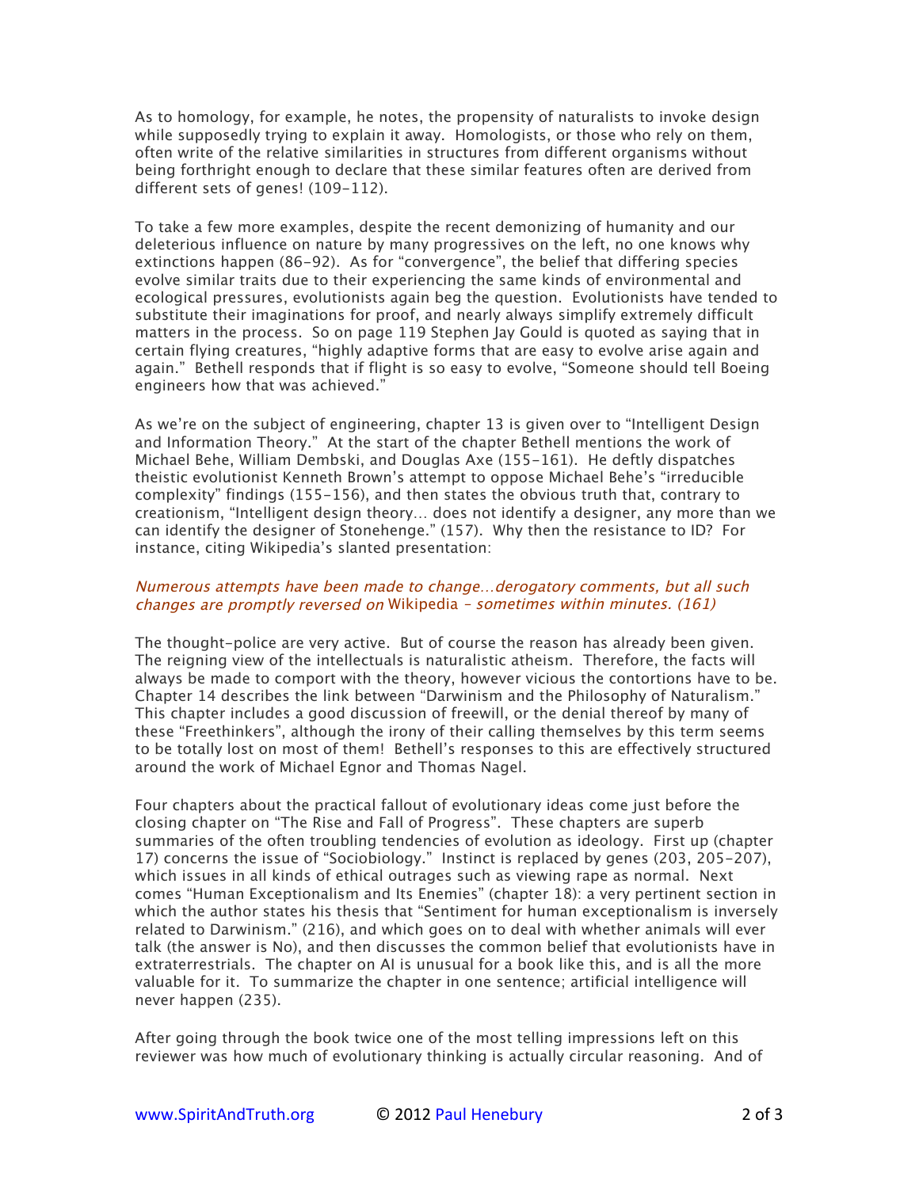As to homology, for example, he notes, the propensity of naturalists to invoke design while supposedly trying to explain it away. Homologists, or those who rely on them, often write of the relative similarities in structures from different organisms without being forthright enough to declare that these similar features often are derived from different sets of genes! (109-112).

To take a few more examples, despite the recent demonizing of humanity and our deleterious influence on nature by many progressives on the left, no one knows why extinctions happen (86-92). As for "convergence", the belief that differing species evolve similar traits due to their experiencing the same kinds of environmental and ecological pressures, evolutionists again beg the question. Evolutionists have tended to substitute their imaginations for proof, and nearly always simplify extremely difficult matters in the process. So on page 119 Stephen Jay Gould is quoted as saying that in certain flying creatures, "highly adaptive forms that are easy to evolve arise again and again." Bethell responds that if flight is so easy to evolve, "Someone should tell Boeing engineers how that was achieved."

As we're on the subject of engineering, chapter 13 is given over to "Intelligent Design and Information Theory." At the start of the chapter Bethell mentions the work of Michael Behe, William Dembski, and Douglas Axe (155-161). He deftly dispatches theistic evolutionist Kenneth Brown's attempt to oppose Michael Behe's "irreducible complexity" findings (155-156), and then states the obvious truth that, contrary to creationism, "Intelligent design theory… does not identify a designer, any more than we can identify the designer of Stonehenge." (157). Why then the resistance to ID? For instance, citing Wikipedia's slanted presentation:

*Numerous attempts have been made to change…derogatory comments, but all such changes are promptly reversed on* Wikipedia *– sometimes within minutes. (161)*

The thought-police are very active. But of course the reason has already been given. The reigning view of the intellectuals is naturalistic atheism. Therefore, the facts will always be made to comport with the theory, however vicious the contortions have to be. Chapter 14 describes the link between "Darwinism and the Philosophy of Naturalism." This chapter includes a good discussion of freewill, or the denial thereof by many of these "Freethinkers", although the irony of their calling themselves by this term seems to be totally lost on most of them! Bethell's responses to this are effectively structured around the work of Michael Egnor and Thomas Nagel.

Four chapters about the practical fallout of evolutionary ideas come just before the closing chapter on "The Rise and Fall of Progress". These chapters are superb summaries of the often troubling tendencies of evolution as ideology. First up (chapter 17) concerns the issue of "Sociobiology." Instinct is replaced by genes (203, 205-207), which issues in all kinds of ethical outrages such as viewing rape as normal. Next comes "Human Exceptionalism and Its Enemies" (chapter 18): a very pertinent section in which the author states his thesis that "Sentiment for human exceptionalism is inversely related to Darwinism." (216), and which goes on to deal with whether animals will ever talk (the answer is No), and then discusses the common belief that evolutionists have in extraterrestrials. The chapter on AI is unusual for a book like this, and is all the more valuable for it. To summarize the chapter in one sentence; artificial intelligence will never happen (235).

After going through the book twice one of the most telling impressions left on this reviewer was how much of evolutionary thinking is actually circular reasoning. And of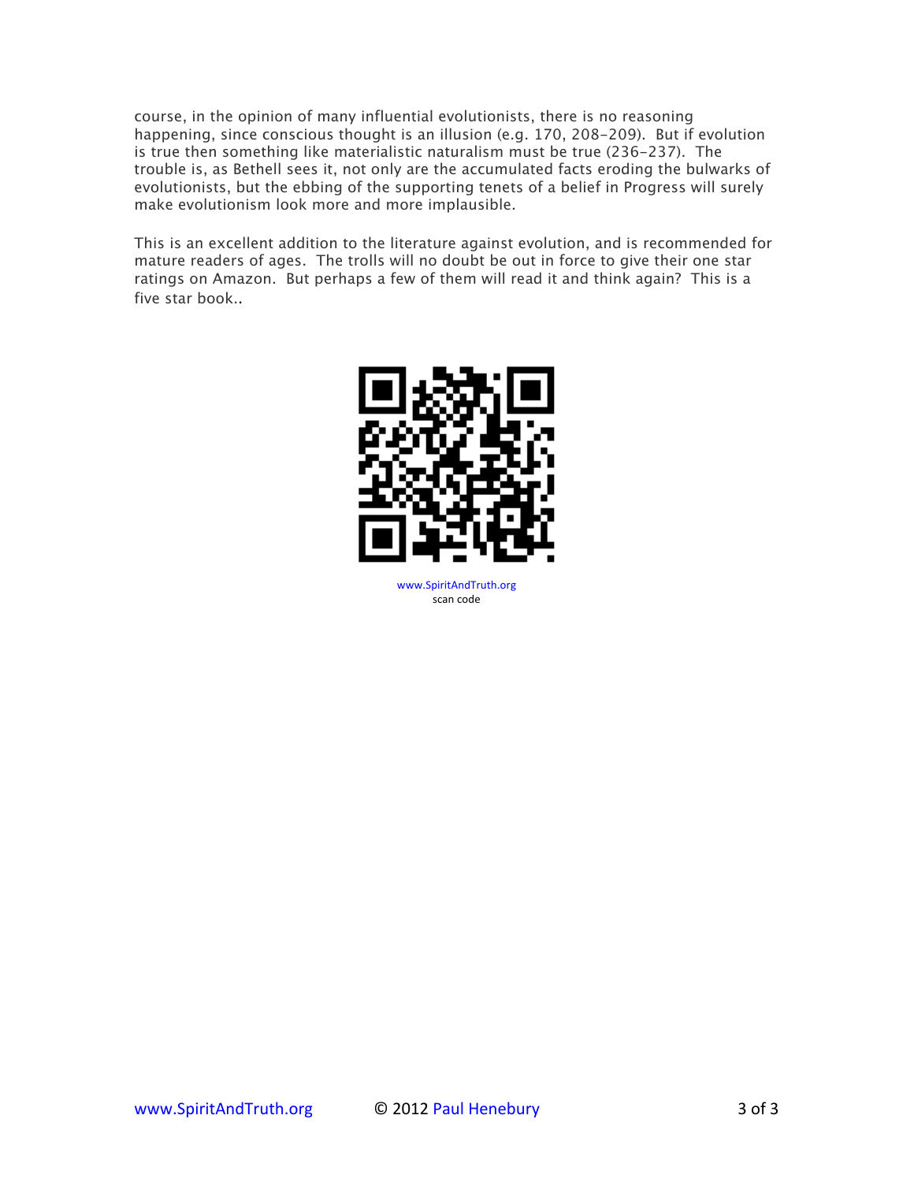course, in the opinion of many influential evolutionists, there is no reasoning happening, since conscious thought is an illusion (e.g. 170, 208-209). But if evolution is true then something like materialistic naturalism must be true (236-237). The trouble is, as Bethell sees it, not only are the accumulated facts eroding the bulwarks of evolutionists, but the ebbing of the supporting tenets of a belief in Progress will surely make evolutionism look more and more implausible.

This is an excellent addition to the literature against evolution, and is recommended for mature readers of ages. The trolls will no doubt be out in force to give their one star ratings on Amazon. But perhaps a few of them will read it and think again? This is a five star book..

www.SpiritAndTruth.org
scan code